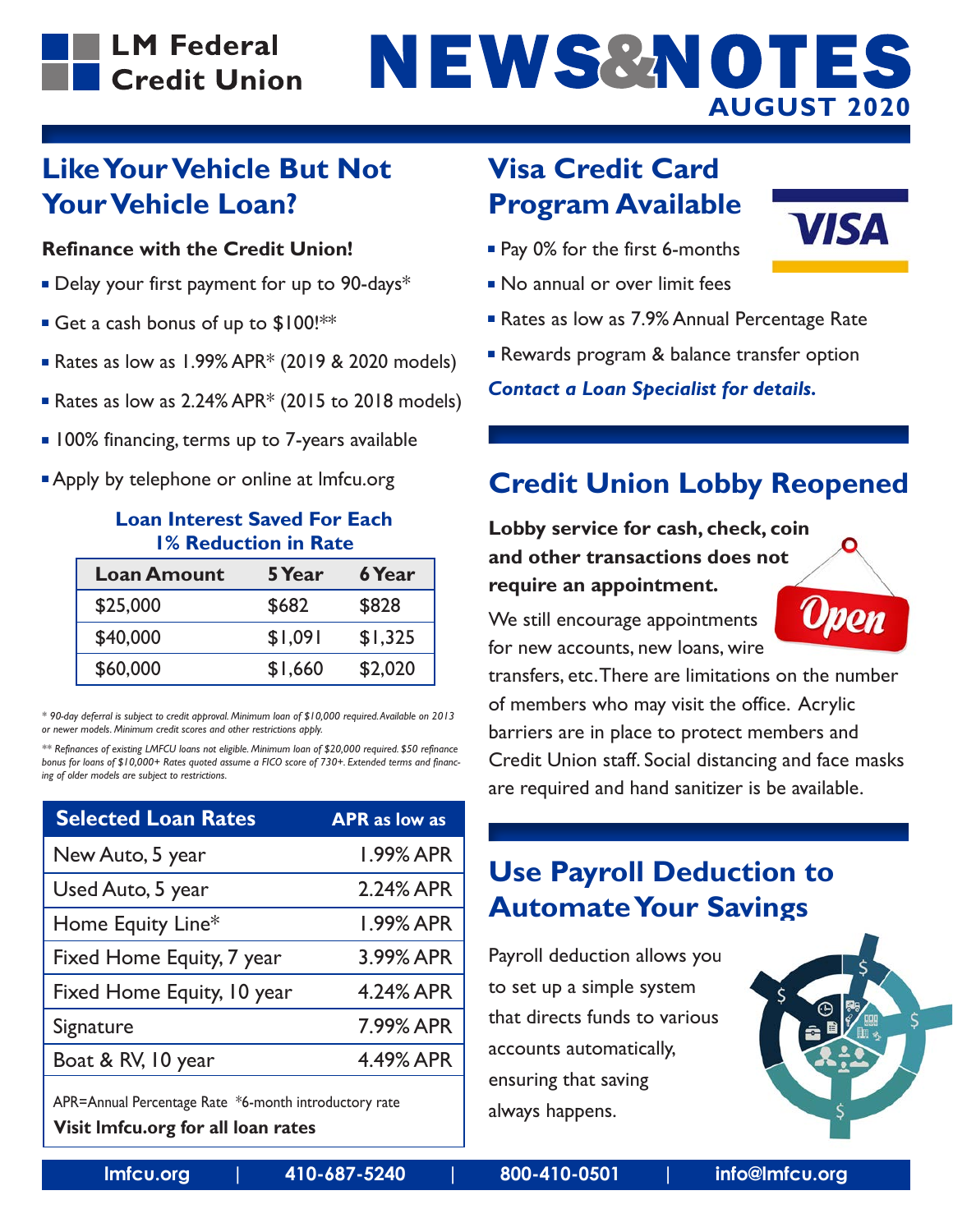# LM Federal Credit Union

# NEWS&NOTES

**AUGUST 2020**

## Like Your Vehicle But Not Your Vehicle Loan?

**Refinance with the Credit Union!**

- Delay your first payment for up to 90-days*
- Get a cash bonus of up to $100!**
- Rates as low as 1.99% APR* (2019 & 2020 models)
- Rates as low as 2.24% APR* (2015 to 2018 models)
- 100% financing, terms up to 7-years available
- Apply by telephone or online at lmfcu.org

### Loan Interest Saved For Each 1% Reduction in Rate

| Loan Amount | 5 Year | 6 Year |
|---|---|---|
| $25,000 | $682 | $828 |
| $40,000 | $1,091 | $1,325 |
| $60,000 | $1,660 | $2,020 |

*\* 90-day deferral is subject to credit approval. Minimum loan of $10,000 required. Available on 2013 or newer models. Minimum credit scores and other restrictions apply.*

*\*\* Refinances of existing LMFCU loans not eligible. Minimum loan of $20,000 required. $50 refinance bonus for loans of $10,000+ Rates quoted assume a FICO score of 730+. Extended terms and financing of older models are subject to restrictions.*

| Selected Loan Rates | APR as low as |
|---|---|
| New Auto, 5 year | 1.99% APR |
| Used Auto, 5 year | 2.24% APR |
| Home Equity Line* | 1.99% APR |
| Fixed Home Equity, 7 year | 3.99% APR |
| Fixed Home Equity, 10 year | 4.24% APR |
| Signature | 7.99% APR |
| Boat & RV, 10 year | 4.49% APR |

APR=Annual Percentage Rate *6-month introductory rate

**Visit lmfcu.org for all loan rates**

## Visa Credit Card Program Available

- Pay 0% for the first 6-months
- No annual or over limit fees
- Rates as low as 7.9% Annual Percentage Rate
- Rewards program & balance transfer option

***Contact a Loan Specialist for details.***

## Credit Union Lobby Reopened

**Lobby service for cash, check, coin and other transactions does not require an appointment.**

We still encourage appointments for new accounts, new loans, wire transfers, etc. There are limitations on the number of members who may visit the office. Acrylic barriers are in place to protect members and Credit Union staff. Social distancing and face masks are required and hand sanitizer is be available.

## Use Payroll Deduction to Automate Your Savings

Payroll deduction allows you to set up a simple system that directs funds to various accounts automatically, ensuring that saving always happens.

lmfcu.org | 410-687-5240 | 800-410-0501 | info@lmfcu.org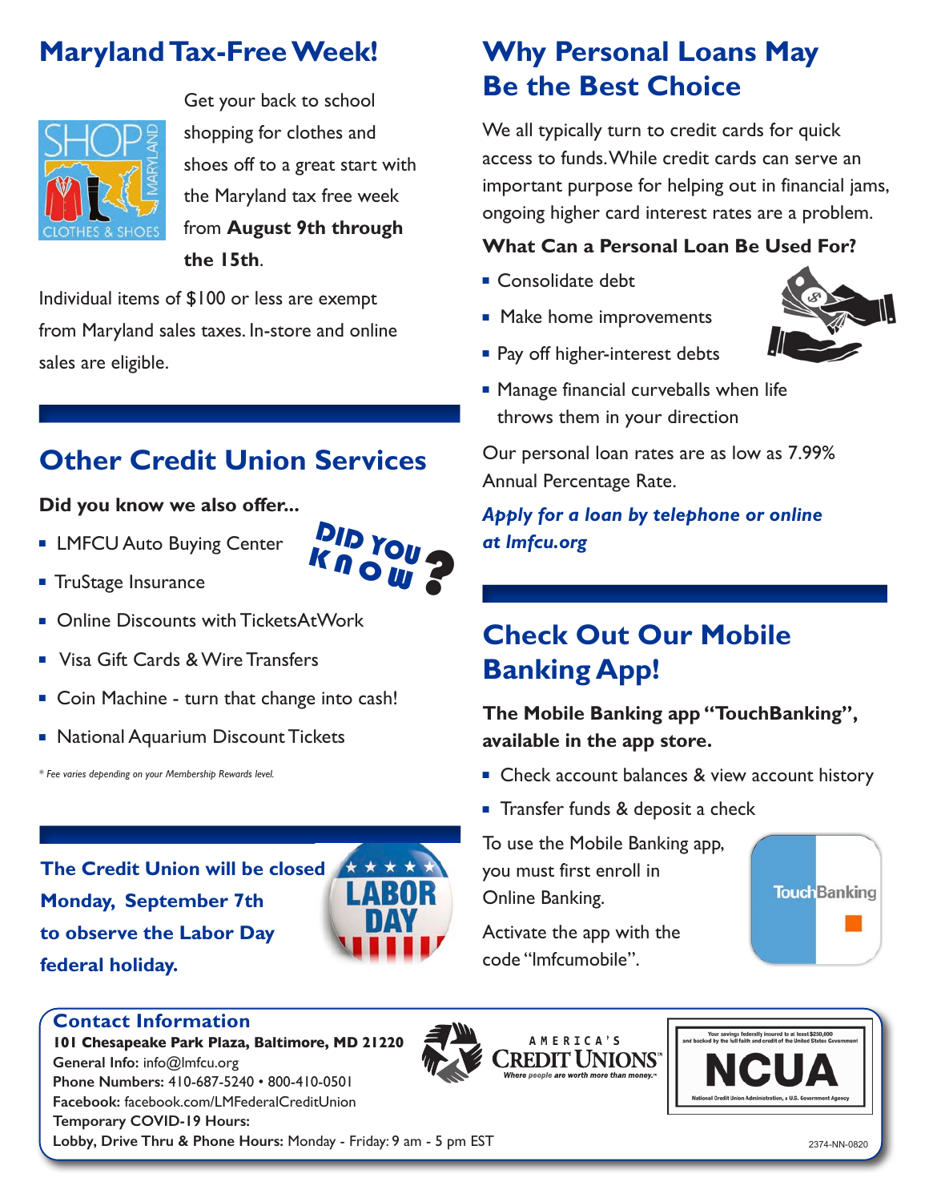# Maryland Tax-Free Week!

Get your back to school shopping for clothes and shoes off to a great start with the Maryland tax free week from **August 9th through the 15th**.

Individual items of $100 or less are exempt from Maryland sales taxes. In-store and online sales are eligible.

# Other Credit Union Services

**Did you know we also offer...**

- LMFCU Auto Buying Center
- TruStage Insurance
- Online Discounts with TicketsAtWork
- Visa Gift Cards & Wire Transfers
- Coin Machine - turn that change into cash!
- National Aquarium Discount Tickets

*\* Fee varies depending on your Membership Rewards level.*

**The Credit Union will be closed Monday, September 7th to observe the Labor Day federal holiday.**

# Why Personal Loans May Be the Best Choice

We all typically turn to credit cards for quick access to funds. While credit cards can serve an important purpose for helping out in financial jams, ongoing higher card interest rates are a problem.

**What Can a Personal Loan Be Used For?**

- Consolidate debt
- Make home improvements
- Pay off higher-interest debts
- Manage financial curveballs when life throws them in your direction

Our personal loan rates are as low as 7.99% Annual Percentage Rate.

***Apply for a loan by telephone or online at lmfcu.org***

# Check Out Our Mobile Banking App!

**The Mobile Banking app "TouchBanking", available in the app store.**

- Check account balances & view account history
- Transfer funds & deposit a check

To use the Mobile Banking app, you must first enroll in Online Banking.

Activate the app with the code "lmfcumobile".

## Contact Information

**101 Chesapeake Park Plaza, Baltimore, MD 21220**
**General Info:** info@lmfcu.org
**Phone Numbers:** 410-687-5240 • 800-410-0501
**Facebook:** facebook.com/LMFederalCreditUnion
**Temporary COVID-19 Hours:**
**Lobby, Drive Thru & Phone Hours:** Monday - Friday: 9 am - 5 pm EST

Your savings federally insured to at least $250,000 and backed by the full faith and credit of the United States Government. NCUA — National Credit Union Administration, a U.S. Government Agency

2374-NN-0820